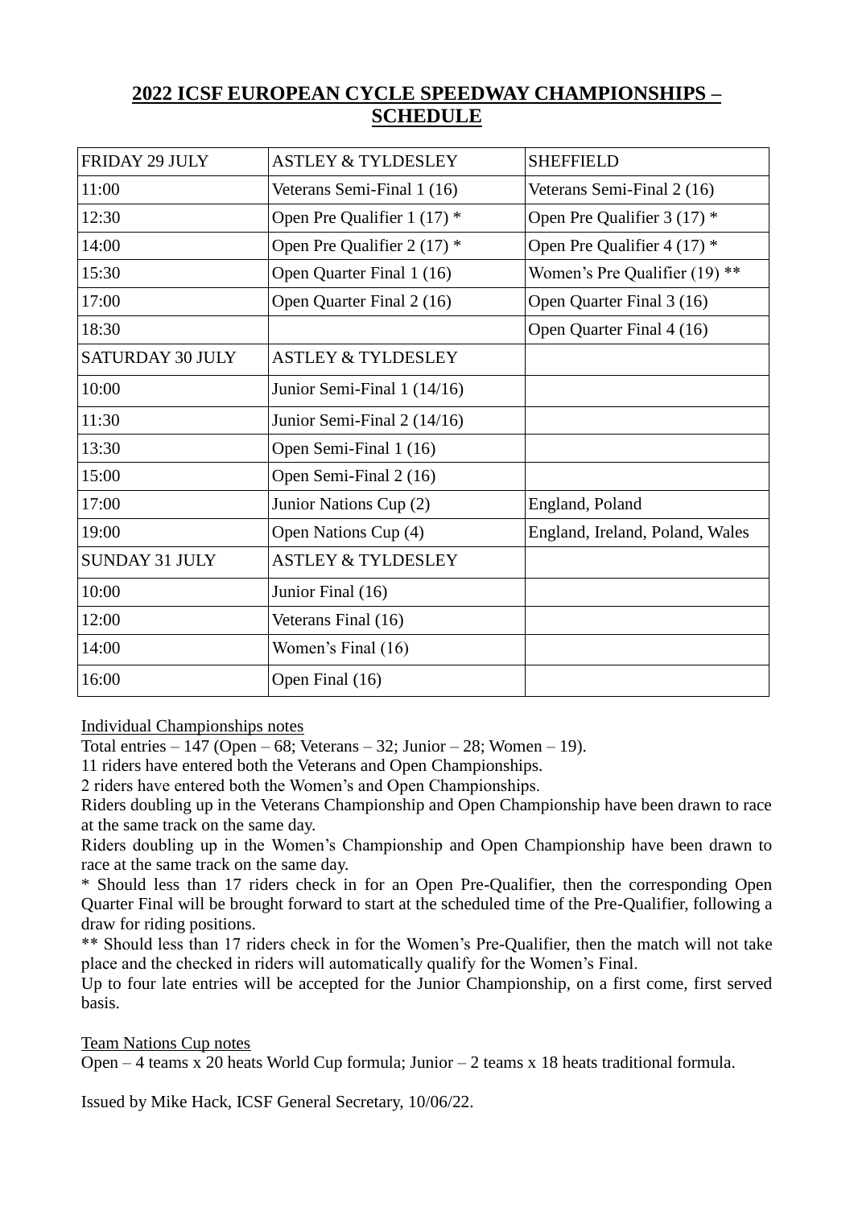# 2022 ICSF EUROPEAN CYCLE SPEEDWAY CHAMPIONSHIPS – SCHEDULE

| FRIDAY 29 JULY | ASTLEY & TYLDESLEY | SHEFFIELD |
|---|---|---|
| 11:00 | Veterans Semi-Final 1 (16) | Veterans Semi-Final 2 (16) |
| 12:30 | Open Pre Qualifier 1 (17) * | Open Pre Qualifier 3 (17) * |
| 14:00 | Open Pre Qualifier 2 (17) * | Open Pre Qualifier 4 (17) * |
| 15:30 | Open Quarter Final 1 (16) | Women's Pre Qualifier (19) ** |
| 17:00 | Open Quarter Final 2 (16) | Open Quarter Final 3 (16) |
| 18:30 | | Open Quarter Final 4 (16) |
| SATURDAY 30 JULY | ASTLEY & TYLDESLEY | |
| 10:00 | Junior Semi-Final 1 (14/16) | |
| 11:30 | Junior Semi-Final 2 (14/16) | |
| 13:30 | Open Semi-Final 1 (16) | |
| 15:00 | Open Semi-Final 2 (16) | |
| 17:00 | Junior Nations Cup (2) | England, Poland |
| 19:00 | Open Nations Cup (4) | England, Ireland, Poland, Wales |
| SUNDAY 31 JULY | ASTLEY & TYLDESLEY | |
| 10:00 | Junior Final (16) | |
| 12:00 | Veterans Final (16) | |
| 14:00 | Women's Final (16) | |
| 16:00 | Open Final (16) | |

Individual Championships notes

Total entries – 147 (Open – 68; Veterans – 32; Junior – 28; Women – 19).

11 riders have entered both the Veterans and Open Championships.

2 riders have entered both the Women's and Open Championships.

Riders doubling up in the Veterans Championship and Open Championship have been drawn to race at the same track on the same day.

Riders doubling up in the Women's Championship and Open Championship have been drawn to race at the same track on the same day.

* Should less than 17 riders check in for an Open Pre-Qualifier, then the corresponding Open Quarter Final will be brought forward to start at the scheduled time of the Pre-Qualifier, following a draw for riding positions.

** Should less than 17 riders check in for the Women's Pre-Qualifier, then the match will not take place and the checked in riders will automatically qualify for the Women's Final.

Up to four late entries will be accepted for the Junior Championship, on a first come, first served basis.

Team Nations Cup notes

Open – 4 teams x 20 heats World Cup formula; Junior – 2 teams x 18 heats traditional formula.

Issued by Mike Hack, ICSF General Secretary, 10/06/22.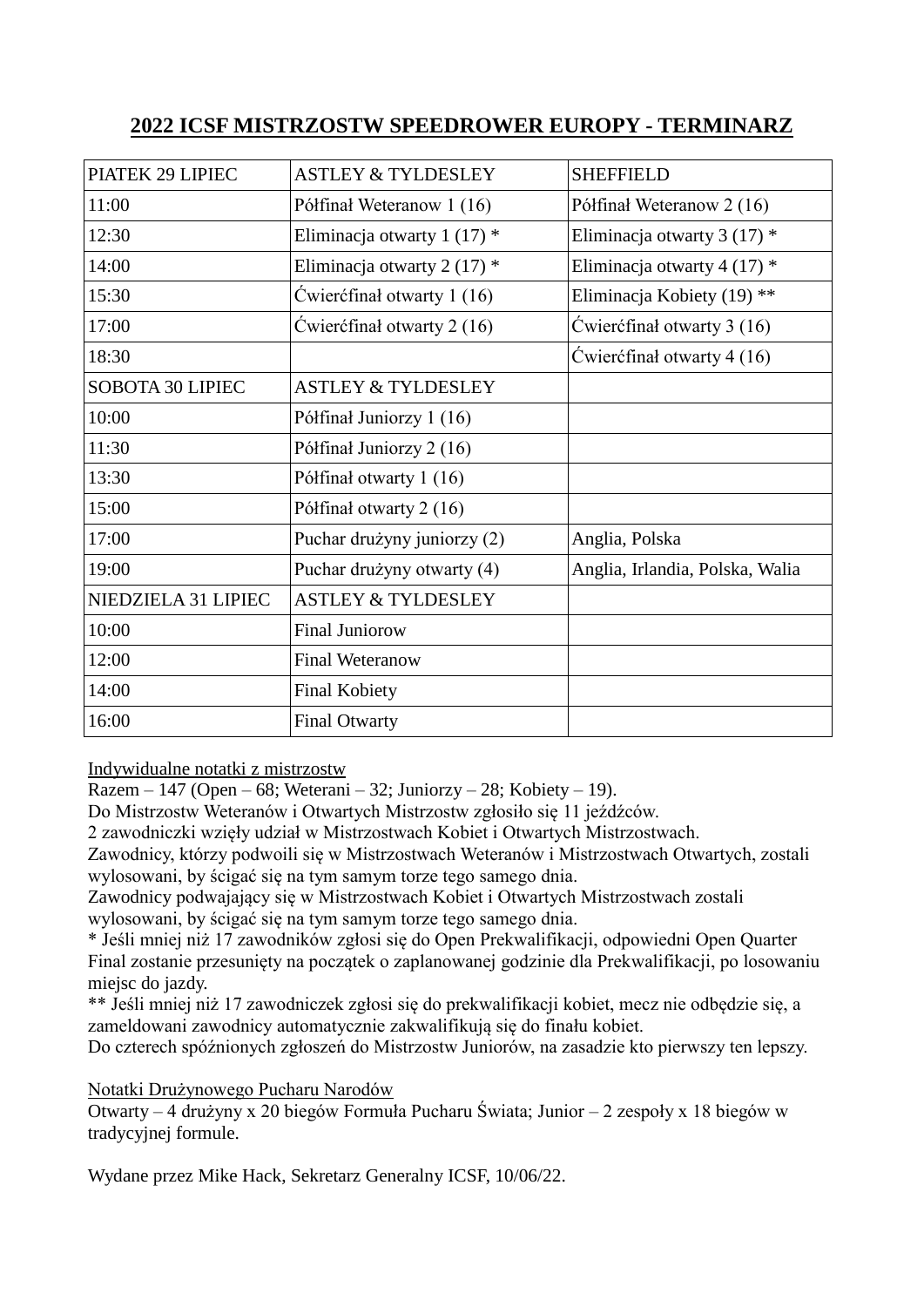## 2022 ICSF MISTRZOSTW SPEEDROWER EUROPY - TERMINARZ

| | | |
|---|---|---|
| PIATEK 29 LIPIEC | ASTLEY & TYLDESLEY | SHEFFIELD |
| 11:00 | Półfinał Weteranow 1 (16) | Półfinał Weteranow 2 (16) |
| 12:30 | Eliminacja otwarty 1 (17) * | Eliminacja otwarty 3 (17) * |
| 14:00 | Eliminacja otwarty 2 (17) * | Eliminacja otwarty 4 (17) * |
| 15:30 | Ćwierćfinał otwarty 1 (16) | Eliminacja Kobiety (19) ** |
| 17:00 | Ćwierćfinał otwarty 2 (16) | Ćwierćfinał otwarty 3 (16) |
| 18:30 | | Ćwierćfinał otwarty 4 (16) |
| SOBOTA 30 LIPIEC | ASTLEY & TYLDESLEY | |
| 10:00 | Półfinał Juniorzy 1 (16) | |
| 11:30 | Półfinał Juniorzy 2 (16) | |
| 13:30 | Półfinał otwarty 1 (16) | |
| 15:00 | Półfinał otwarty 2 (16) | |
| 17:00 | Puchar drużyny juniorzy (2) | Anglia, Polska |
| 19:00 | Puchar drużyny otwarty (4) | Anglia, Irlandia, Polska, Walia |
| NIEDZIELA 31 LIPIEC | ASTLEY & TYLDESLEY | |
| 10:00 | Final Juniorow | |
| 12:00 | Final Weteranow | |
| 14:00 | Final Kobiety | |
| 16:00 | Final Otwarty | |

Indywidualne notatki z mistrzostw

Razem – 147 (Open – 68; Weterani – 32; Juniorzy – 28; Kobiety – 19).
Do Mistrzostw Weteranów i Otwartych Mistrzostw zgłosiło się 11 jeźdźców.
2 zawodniczki wzięły udział w Mistrzostwach Kobiet i Otwartych Mistrzostwach.
Zawodnicy, którzy podwoili się w Mistrzostwach Weteranów i Mistrzostwach Otwartych, zostali wylosowani, by ścigać się na tym samym torze tego samego dnia.
Zawodnicy podwajający się w Mistrzostwach Kobiet i Otwartych Mistrzostwach zostali wylosowani, by ścigać się na tym samym torze tego samego dnia.
* Jeśli mniej niż 17 zawodników zgłosi się do Open Prekwalifikacji, odpowiedni Open Quarter Final zostanie przesunięty na początek o zaplanowanej godzinie dla Prekwalifikacji, po losowaniu miejsc do jazdy.
** Jeśli mniej niż 17 zawodniczek zgłosi się do prekwalifikacji kobiet, mecz nie odbędzie się, a zameldowani zawodnicy automatycznie zakwalifikują się do finału kobiet.
Do czterech spóźnionych zgłoszeń do Mistrzostw Juniorów, na zasadzie kto pierwszy ten lepszy.

Notatki Drużynowego Pucharu Narodów

Otwarty – 4 drużyny x 20 biegów Formuła Pucharu Świata; Junior – 2 zespoły x 18 biegów w tradycyjnej formule.

Wydane przez Mike Hack, Sekretarz Generalny ICSF, 10/06/22.